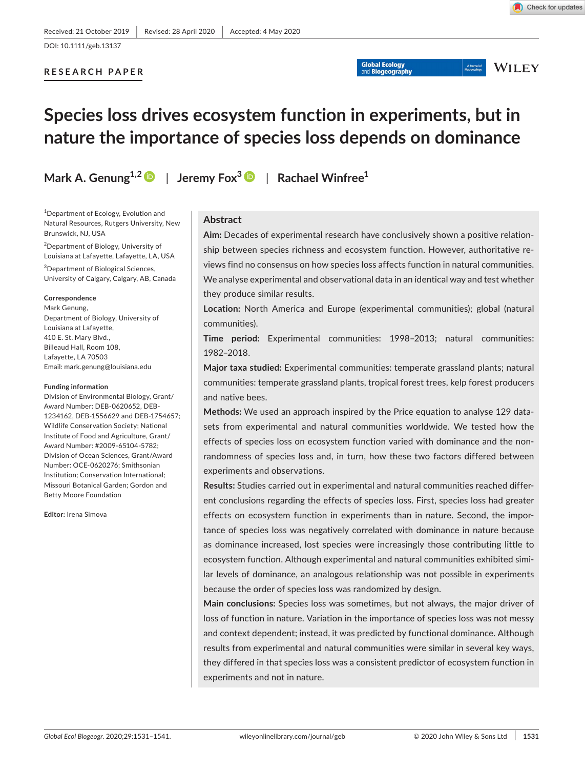Received: 21 October 2019 | Revised: 28 April 2020 | Accepted: 4 May 2020

DOI: 10.1111/geb.13137

RESEARCH PAPER

# Species loss drives ecosystem function in experiments, but in nature the importance of species loss depends on dominance

Mark A. Genung[1,2] | Jeremy Fox[3] | Rachael Winfree[1]

[1]Department of Ecology, Evolution and Natural Resources, Rutgers University, New Brunswick, NJ, USA

[2]Department of Biology, University of Louisiana at Lafayette, Lafayette, LA, USA

[3]Department of Biological Sciences, University of Calgary, Calgary, AB, Canada

**Correspondence**
Mark Genung,
Department of Biology, University of Louisiana at Lafayette,
410 E. St. Mary Blvd.,
Billeaud Hall, Room 108,
Lafayette, LA 70503
Email: mark.genung@louisiana.edu

**Funding information**
Division of Environmental Biology, Grant/Award Number: DEB-0620652, DEB-1234162, DEB-1556629 and DEB-1754657; Wildlife Conservation Society; National Institute of Food and Agriculture, Grant/Award Number: #2009-65104-5782; Division of Ocean Sciences, Grant/Award Number: OCE-0620276; Smithsonian Institution; Conservation International; Missouri Botanical Garden; Gordon and Betty Moore Foundation

**Editor:** Irena Simova

## Abstract

**Aim:** Decades of experimental research have conclusively shown a positive relationship between species richness and ecosystem function. However, authoritative reviews find no consensus on how species loss affects function in natural communities. We analyse experimental and observational data in an identical way and test whether they produce similar results.

**Location:** North America and Europe (experimental communities); global (natural communities).

**Time period:** Experimental communities: 1998–2013; natural communities: 1982–2018.

**Major taxa studied:** Experimental communities: temperate grassland plants; natural communities: temperate grassland plants, tropical forest trees, kelp forest producers and native bees.

**Methods:** We used an approach inspired by the Price equation to analyse 129 datasets from experimental and natural communities worldwide. We tested how the effects of species loss on ecosystem function varied with dominance and the nonrandomness of species loss and, in turn, how these two factors differed between experiments and observations.

**Results:** Studies carried out in experimental and natural communities reached different conclusions regarding the effects of species loss. First, species loss had greater effects on ecosystem function in experiments than in nature. Second, the importance of species loss was negatively correlated with dominance in nature because as dominance increased, lost species were increasingly those contributing little to ecosystem function. Although experimental and natural communities exhibited similar levels of dominance, an analogous relationship was not possible in experiments because the order of species loss was randomized by design.

**Main conclusions:** Species loss was sometimes, but not always, the major driver of loss of function in nature. Variation in the importance of species loss was not messy and context dependent; instead, it was predicted by functional dominance. Although results from experimental and natural communities were similar in several key ways, they differed in that species loss was a consistent predictor of ecosystem function in experiments and not in nature.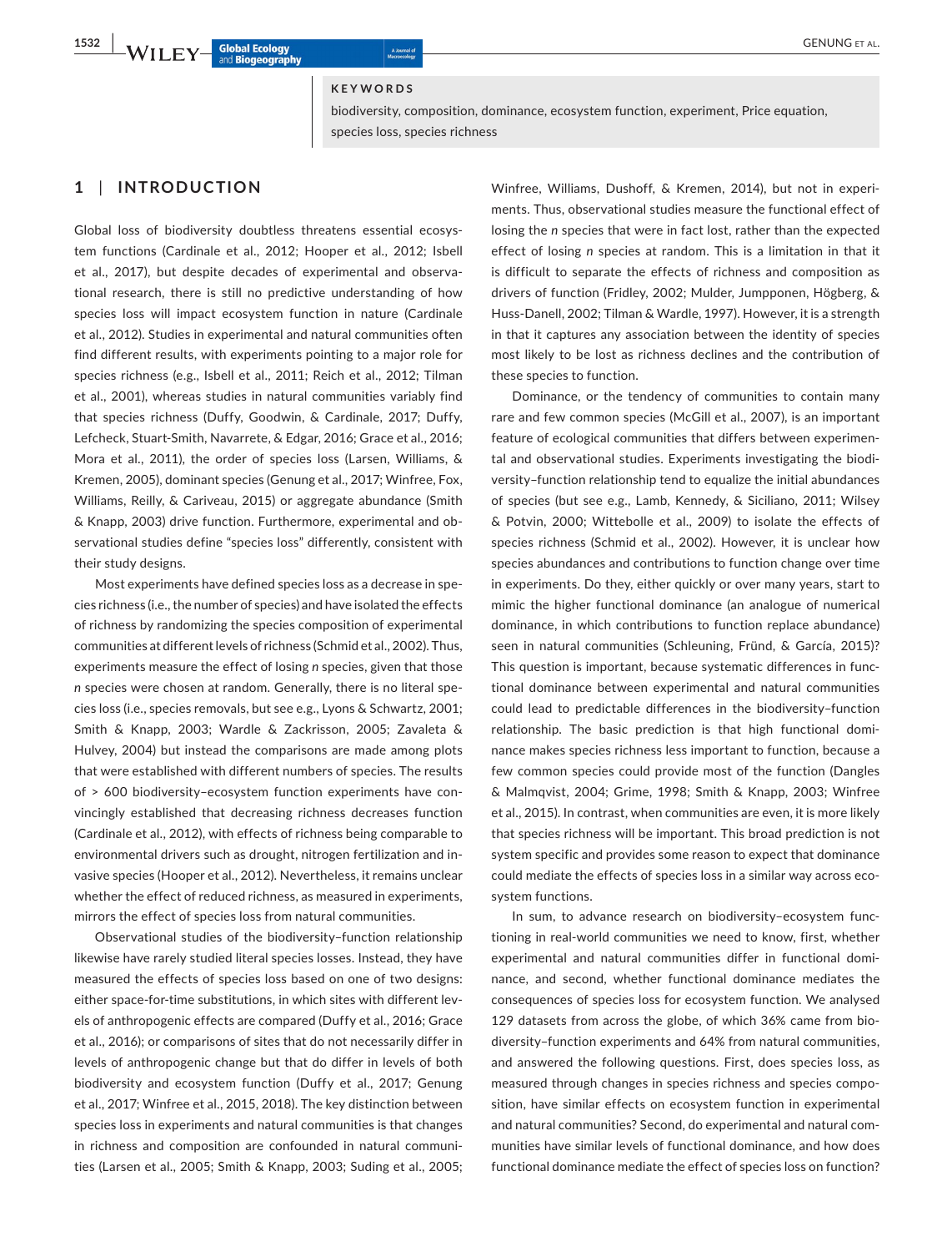**KEYWORDS**

biodiversity, composition, dominance, ecosystem function, experiment, Price equation, species loss, species richness

## 1 | INTRODUCTION

Global loss of biodiversity doubtless threatens essential ecosystem functions (Cardinale et al., 2012; Hooper et al., 2012; Isbell et al., 2017), but despite decades of experimental and observational research, there is still no predictive understanding of how species loss will impact ecosystem function in nature (Cardinale et al., 2012). Studies in experimental and natural communities often find different results, with experiments pointing to a major role for species richness (e.g., Isbell et al., 2011; Reich et al., 2012; Tilman et al., 2001), whereas studies in natural communities variably find that species richness (Duffy, Goodwin, & Cardinale, 2017; Duffy, Lefcheck, Stuart-Smith, Navarrete, & Edgar, 2016; Grace et al., 2016; Mora et al., 2011), the order of species loss (Larsen, Williams, & Kremen, 2005), dominant species (Genung et al., 2017; Winfree, Fox, Williams, Reilly, & Cariveau, 2015) or aggregate abundance (Smith & Knapp, 2003) drive function. Furthermore, experimental and observational studies define "species loss" differently, consistent with their study designs.

Most experiments have defined species loss as a decrease in species richness (i.e., the number of species) and have isolated the effects of richness by randomizing the species composition of experimental communities at different levels of richness (Schmid et al., 2002). Thus, experiments measure the effect of losing *n* species, given that those *n* species were chosen at random. Generally, there is no literal species loss (i.e., species removals, but see e.g., Lyons & Schwartz, 2001; Smith & Knapp, 2003; Wardle & Zackrisson, 2005; Zavaleta & Hulvey, 2004) but instead the comparisons are made among plots that were established with different numbers of species. The results of > 600 biodiversity–ecosystem function experiments have convincingly established that decreasing richness decreases function (Cardinale et al., 2012), with effects of richness being comparable to environmental drivers such as drought, nitrogen fertilization and invasive species (Hooper et al., 2012). Nevertheless, it remains unclear whether the effect of reduced richness, as measured in experiments, mirrors the effect of species loss from natural communities.

Observational studies of the biodiversity–function relationship likewise have rarely studied literal species losses. Instead, they have measured the effects of species loss based on one of two designs: either space-for-time substitutions, in which sites with different levels of anthropogenic effects are compared (Duffy et al., 2016; Grace et al., 2016); or comparisons of sites that do not necessarily differ in levels of anthropogenic change but that do differ in levels of both biodiversity and ecosystem function (Duffy et al., 2017; Genung et al., 2017; Winfree et al., 2015, 2018). The key distinction between species loss in experiments and natural communities is that changes in richness and composition are confounded in natural communities (Larsen et al., 2005; Smith & Knapp, 2003; Suding et al., 2005; Winfree, Williams, Dushoff, & Kremen, 2014), but not in experiments. Thus, observational studies measure the functional effect of losing the *n* species that were in fact lost, rather than the expected effect of losing *n* species at random. This is a limitation in that it is difficult to separate the effects of richness and composition as drivers of function (Fridley, 2002; Mulder, Jumpponen, Högberg, & Huss-Danell, 2002; Tilman & Wardle, 1997). However, it is a strength in that it captures any association between the identity of species most likely to be lost as richness declines and the contribution of these species to function.

Dominance, or the tendency of communities to contain many rare and few common species (McGill et al., 2007), is an important feature of ecological communities that differs between experimental and observational studies. Experiments investigating the biodiversity–function relationship tend to equalize the initial abundances of species (but see e.g., Lamb, Kennedy, & Siciliano, 2011; Wilsey & Potvin, 2000; Wittebolle et al., 2009) to isolate the effects of species richness (Schmid et al., 2002). However, it is unclear how species abundances and contributions to function change over time in experiments. Do they, either quickly or over many years, start to mimic the higher functional dominance (an analogue of numerical dominance, in which contributions to function replace abundance) seen in natural communities (Schleuning, Fründ, & García, 2015)? This question is important, because systematic differences in functional dominance between experimental and natural communities could lead to predictable differences in the biodiversity–function relationship. The basic prediction is that high functional dominance makes species richness less important to function, because a few common species could provide most of the function (Dangles & Malmqvist, 2004; Grime, 1998; Smith & Knapp, 2003; Winfree et al., 2015). In contrast, when communities are even, it is more likely that species richness will be important. This broad prediction is not system specific and provides some reason to expect that dominance could mediate the effects of species loss in a similar way across ecosystem functions.

In sum, to advance research on biodiversity–ecosystem functioning in real-world communities we need to know, first, whether experimental and natural communities differ in functional dominance, and second, whether functional dominance mediates the consequences of species loss for ecosystem function. We analysed 129 datasets from across the globe, of which 36% came from biodiversity–function experiments and 64% from natural communities, and answered the following questions. First, does species loss, as measured through changes in species richness and species composition, have similar effects on ecosystem function in experimental and natural communities? Second, do experimental and natural communities have similar levels of functional dominance, and how does functional dominance mediate the effect of species loss on function?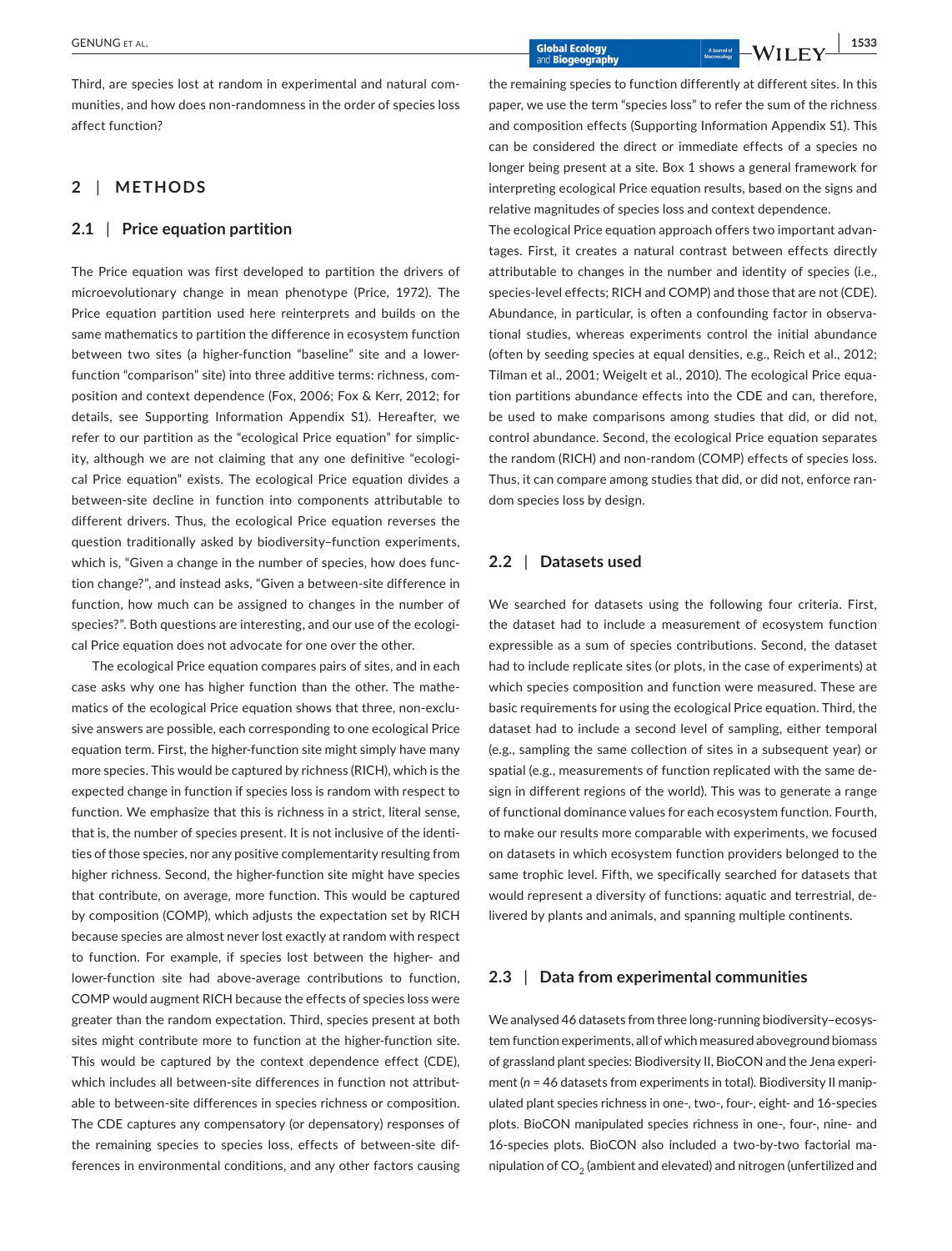Third, are species lost at random in experimental and natural communities, and how does non-randomness in the order of species loss affect function?

## 2 | METHODS

### 2.1 | Price equation partition

The Price equation was first developed to partition the drivers of microevolutionary change in mean phenotype (Price, 1972). The Price equation partition used here reinterprets and builds on the same mathematics to partition the difference in ecosystem function between two sites (a higher-function "baseline" site and a lower-function "comparison" site) into three additive terms: richness, composition and context dependence (Fox, 2006; Fox & Kerr, 2012; for details, see Supporting Information Appendix S1). Hereafter, we refer to our partition as the "ecological Price equation" for simplicity, although we are not claiming that any one definitive "ecological Price equation" exists. The ecological Price equation divides a between-site decline in function into components attributable to different drivers. Thus, the ecological Price equation reverses the question traditionally asked by biodiversity–function experiments, which is, "Given a change in the number of species, how does function change?", and instead asks, "Given a between-site difference in function, how much can be assigned to changes in the number of species?". Both questions are interesting, and our use of the ecological Price equation does not advocate for one over the other.

The ecological Price equation compares pairs of sites, and in each case asks why one has higher function than the other. The mathematics of the ecological Price equation shows that three, non-exclusive answers are possible, each corresponding to one ecological Price equation term. First, the higher-function site might simply have many more species. This would be captured by richness (RICH), which is the expected change in function if species loss is random with respect to function. We emphasize that this is richness in a strict, literal sense, that is, the number of species present. It is not inclusive of the identities of those species, nor any positive complementarity resulting from higher richness. Second, the higher-function site might have species that contribute, on average, more function. This would be captured by composition (COMP), which adjusts the expectation set by RICH because species are almost never lost exactly at random with respect to function. For example, if species lost between the higher- and lower-function site had above-average contributions to function, COMP would augment RICH because the effects of species loss were greater than the random expectation. Third, species present at both sites might contribute more to function at the higher-function site. This would be captured by the context dependence effect (CDE), which includes all between-site differences in function not attributable to between-site differences in species richness or composition. The CDE captures any compensatory (or depensatory) responses of the remaining species to species loss, effects of between-site differences in environmental conditions, and any other factors causing the remaining species to function differently at different sites. In this paper, we use the term "species loss" to refer the sum of the richness and composition effects (Supporting Information Appendix S1). This can be considered the direct or immediate effects of a species no longer being present at a site. Box 1 shows a general framework for interpreting ecological Price equation results, based on the signs and relative magnitudes of species loss and context dependence.

The ecological Price equation approach offers two important advantages. First, it creates a natural contrast between effects directly attributable to changes in the number and identity of species (i.e., species-level effects; RICH and COMP) and those that are not (CDE). Abundance, in particular, is often a confounding factor in observational studies, whereas experiments control the initial abundance (often by seeding species at equal densities, e.g., Reich et al., 2012; Tilman et al., 2001; Weigelt et al., 2010). The ecological Price equation partitions abundance effects into the CDE and can, therefore, be used to make comparisons among studies that did, or did not, control abundance. Second, the ecological Price equation separates the random (RICH) and non-random (COMP) effects of species loss. Thus, it can compare among studies that did, or did not, enforce random species loss by design.

### 2.2 | Datasets used

We searched for datasets using the following four criteria. First, the dataset had to include a measurement of ecosystem function expressible as a sum of species contributions. Second, the dataset had to include replicate sites (or plots, in the case of experiments) at which species composition and function were measured. These are basic requirements for using the ecological Price equation. Third, the dataset had to include a second level of sampling, either temporal (e.g., sampling the same collection of sites in a subsequent year) or spatial (e.g., measurements of function replicated with the same design in different regions of the world). This was to generate a range of functional dominance values for each ecosystem function. Fourth, to make our results more comparable with experiments, we focused on datasets in which ecosystem function providers belonged to the same trophic level. Fifth, we specifically searched for datasets that would represent a diversity of functions: aquatic and terrestrial, delivered by plants and animals, and spanning multiple continents.

### 2.3 | Data from experimental communities

We analysed 46 datasets from three long-running biodiversity–ecosystem function experiments, all of which measured aboveground biomass of grassland plant species: Biodiversity II, BioCON and the Jena experiment ($n$ = 46 datasets from experiments in total). Biodiversity II manipulated plant species richness in one-, two-, four-, eight- and 16-species plots. BioCON manipulated species richness in one-, four-, nine- and 16-species plots. BioCON also included a two-by-two factorial manipulation of $CO_2$ (ambient and elevated) and nitrogen (unfertilized and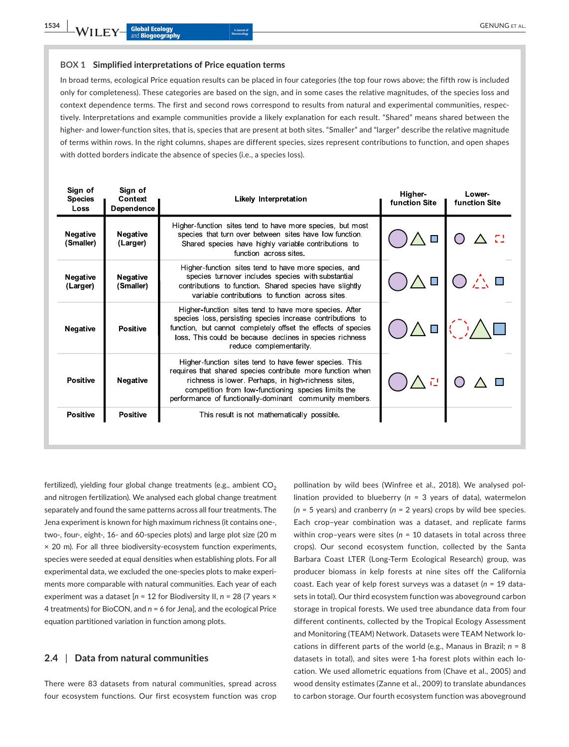### BOX 1 Simplified interpretations of Price equation terms

In broad terms, ecological Price equation results can be placed in four categories (the top four rows above; the fifth row is included only for completeness). These categories are based on the sign, and in some cases the relative magnitudes, of the species loss and context dependence terms. The first and second rows correspond to results from natural and experimental communities, respectively. Interpretations and example communities provide a likely explanation for each result. "Shared" means shared between the higher- and lower-function sites, that is, species that are present at both sites. "Smaller" and "larger" describe the relative magnitude of terms within rows. In the right columns, shapes are different species, sizes represent contributions to function, and open shapes with dotted borders indicate the absence of species (i.e., a species loss).

| Sign of Species Loss | Sign of Context Dependence | Likely Interpretation | Higher-function Site | Lower-function Site |
|---|---|---|---|---|
| Negative (Smaller) | Negative (Larger) | Higher-function sites tend to have more species, but most species that turn over between sites have low function. Shared species have highly variable contributions to function across sites. | | |
| Negative (Larger) | Negative (Smaller) | Higher-function sites tend to have more species, and species turnover includes species with substantial contributions to function. Shared species have slightly variable contributions to function across sites. | | |
| Negative | Positive | Higher-function sites tend to have more species. After species loss, persisting species increase contributions to function, but cannot completely offset the effects of species loss. This could be because declines in species richness reduce complementarity. | | |
| Positive | Negative | Higher-function sites tend to have fewer species. This requires that shared species contribute more function when richness is lower. Perhaps, in high-richness sites, competition from low-functioning species limits the performance of functionally-dominant community members. | | |
| Positive | Positive | This result is not mathematically possible. | | |

fertilized), yielding four global change treatments (e.g., ambient $CO_2$ and nitrogen fertilization). We analysed each global change treatment separately and found the same patterns across all four treatments. The Jena experiment is known for high maximum richness (it contains one-, two-, four-, eight-, 16- and 60-species plots) and large plot size (20 m × 20 m). For all three biodiversity-ecosystem function experiments, species were seeded at equal densities when establishing plots. For all experimental data, we excluded the one-species plots to make experiments more comparable with natural communities. Each year of each experiment was a dataset [$n$ = 12 for Biodiversity II, $n$ = 28 (7 years × 4 treatments) for BioCON, and $n$ = 6 for Jena], and the ecological Price equation partitioned variation in function among plots.

## 2.4 | Data from natural communities

There were 83 datasets from natural communities, spread across four ecosystem functions. Our first ecosystem function was crop pollination by wild bees (Winfree et al., 2018). We analysed pollination provided to blueberry ($n$ = 3 years of data), watermelon ($n$ = 5 years) and cranberry ($n$ = 2 years) crops by wild bee species. Each crop–year combination was a dataset, and replicate farms within crop–years were sites ($n$ = 10 datasets in total across three crops). Our second ecosystem function, collected by the Santa Barbara Coast LTER (Long-Term Ecological Research) group, was producer biomass in kelp forests at nine sites off the California coast. Each year of kelp forest surveys was a dataset ($n$ = 19 datasets in total). Our third ecosystem function was aboveground carbon storage in tropical forests. We used tree abundance data from four different continents, collected by the Tropical Ecology Assessment and Monitoring (TEAM) Network. Datasets were TEAM Network locations in different parts of the world (e.g., Manaus in Brazil; $n$ = 8 datasets in total), and sites were 1-ha forest plots within each location. We used allometric equations from (Chave et al., 2005) and wood density estimates (Zanne et al., 2009) to translate abundances to carbon storage. Our fourth ecosystem function was aboveground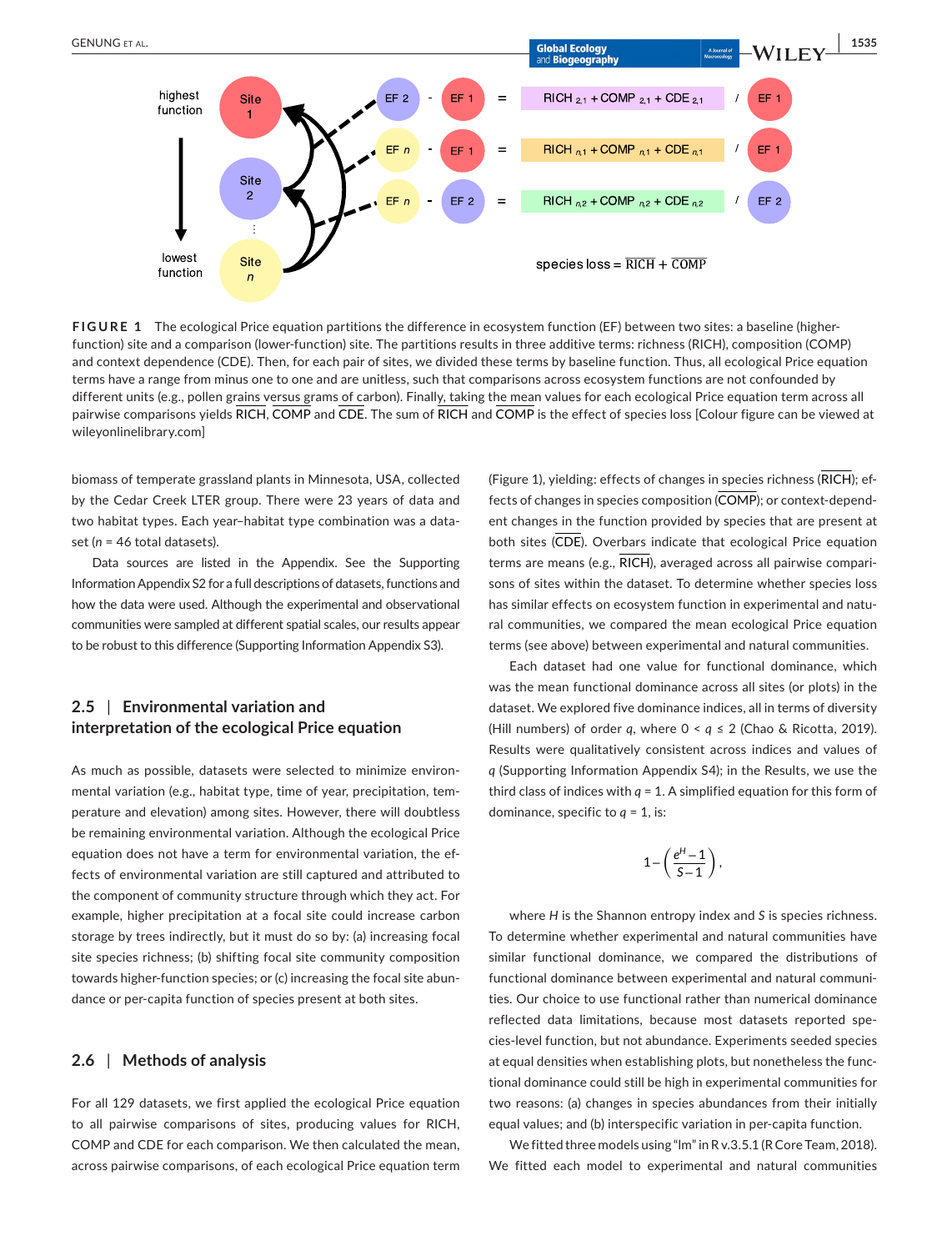FIGURE 1 The ecological Price equation partitions the difference in ecosystem function (EF) between two sites: a baseline (higher-function) site and a comparison (lower-function) site. The partitions results in three additive terms: richness (RICH), composition (COMP) and context dependence (CDE). Then, for each pair of sites, we divided these terms by baseline function. Thus, all ecological Price equation terms have a range from minus one to one and are unitless, such that comparisons across ecosystem functions are not confounded by different units (e.g., pollen grains versus grams of carbon). Finally, taking the mean values for each ecological Price equation term across all pairwise comparisons yields $\overline{\text{RICH}}$, $\overline{\text{COMP}}$ and $\overline{\text{CDE}}$. The sum of $\overline{\text{RICH}}$ and $\overline{\text{COMP}}$ is the effect of species loss [Colour figure can be viewed at wileyonlinelibrary.com]

biomass of temperate grassland plants in Minnesota, USA, collected by the Cedar Creek LTER group. There were 23 years of data and two habitat types. Each year–habitat type combination was a dataset ($n$ = 46 total datasets).

Data sources are listed in the Appendix. See the Supporting Information Appendix S2 for a full descriptions of datasets, functions and how the data were used. Although the experimental and observational communities were sampled at different spatial scales, our results appear to be robust to this difference (Supporting Information Appendix S3).

### 2.5 | Environmental variation and interpretation of the ecological Price equation

As much as possible, datasets were selected to minimize environmental variation (e.g., habitat type, time of year, precipitation, temperature and elevation) among sites. However, there will doubtless be remaining environmental variation. Although the ecological Price equation does not have a term for environmental variation, the effects of environmental variation are still captured and attributed to the component of community structure through which they act. For example, higher precipitation at a focal site could increase carbon storage by trees indirectly, but it must do so by: (a) increasing focal site species richness; (b) shifting focal site community composition towards higher-function species; or (c) increasing the focal site abundance or per-capita function of species present at both sites.

### 2.6 | Methods of analysis

For all 129 datasets, we first applied the ecological Price equation to all pairwise comparisons of sites, producing values for RICH, COMP and CDE for each comparison. We then calculated the mean, across pairwise comparisons, of each ecological Price equation term (Figure 1), yielding: effects of changes in species richness ($\overline{\text{RICH}}$); effects of changes in species composition ($\overline{\text{COMP}}$); or context-dependent changes in the function provided by species that are present at both sites ($\overline{\text{CDE}}$). Overbars indicate that ecological Price equation terms are means (e.g., $\overline{\text{RICH}}$), averaged across all pairwise comparisons of sites within the dataset. To determine whether species loss has similar effects on ecosystem function in experimental and natural communities, we compared the mean ecological Price equation terms (see above) between experimental and natural communities.

Each dataset had one value for functional dominance, which was the mean functional dominance across all sites (or plots) in the dataset. We explored five dominance indices, all in terms of diversity (Hill numbers) of order $q$, where $0 < q \leq 2$ (Chao & Ricotta, 2019). Results were qualitatively consistent across indices and values of $q$ (Supporting Information Appendix S4); in the Results, we use the third class of indices with $q = 1$. A simplified equation for this form of dominance, specific to $q = 1$, is:

$$1 - \left( \frac{e^H - 1}{S - 1} \right),$$

where $H$ is the Shannon entropy index and $S$ is species richness. To determine whether experimental and natural communities have similar functional dominance, we compared the distributions of functional dominance between experimental and natural communities. Our choice to use functional rather than numerical dominance reflected data limitations, because most datasets reported species-level function, but not abundance. Experiments seeded species at equal densities when establishing plots, but nonetheless the functional dominance could still be high in experimental communities for two reasons: (a) changes in species abundances from their initially equal values; and (b) interspecific variation in per-capita function.

We fitted three models using "lm" in R v.3.5.1 (R Core Team, 2018). We fitted each model to experimental and natural communities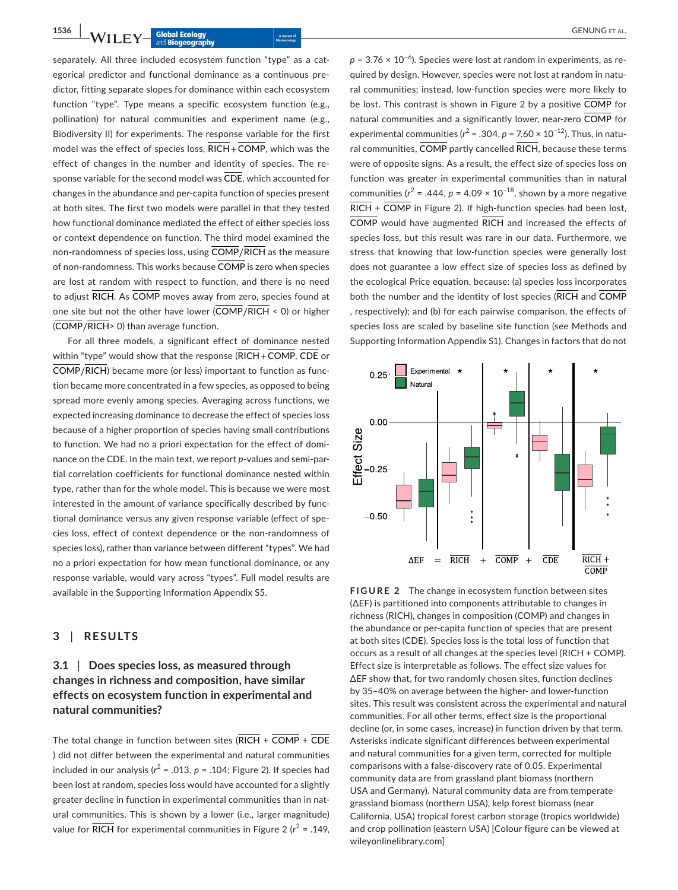separately. All three included ecosystem function "type" as a categorical predictor and functional dominance as a continuous predictor, fitting separate slopes for dominance within each ecosystem function "type". Type means a specific ecosystem function (e.g., pollination) for natural communities and experiment name (e.g., Biodiversity II) for experiments. The response variable for the first model was the effect of species loss, $\overline{\text{RICH}}+\overline{\text{COMP}}$, which was the effect of changes in the number and identity of species. The response variable for the second model was $\overline{\text{CDE}}$, which accounted for changes in the abundance and per-capita function of species present at both sites. The first two models were parallel in that they tested how functional dominance mediated the effect of either species loss or context dependence on function. The third model examined the non-randomness of species loss, using $\overline{\text{COMP}}/\overline{\text{RICH}}$ as the measure of non-randomness. This works because $\overline{\text{COMP}}$ is zero when species are lost at random with respect to function, and there is no need to adjust $\overline{\text{RICH}}$. As $\overline{\text{COMP}}$ moves away from zero, species found at one site but not the other have lower ($\overline{\text{COMP}}/\overline{\text{RICH}} < 0$) or higher ($\overline{\text{COMP}}/\overline{\text{RICH}} > 0$) than average function.

For all three models, a significant effect of dominance nested within "type" would show that the response ($\overline{\text{RICH}}+\overline{\text{COMP}}$, $\overline{\text{CDE}}$ or $\overline{\text{COMP}}/\overline{\text{RICH}}$) became more (or less) important to function as function became more concentrated in a few species, as opposed to being spread more evenly among species. Averaging across functions, we expected increasing dominance to decrease the effect of species loss because of a higher proportion of species having small contributions to function. We had no a priori expectation for the effect of dominance on the CDE. In the main text, we report *p*-values and semi-partial correlation coefficients for functional dominance nested within type, rather than for the whole model. This is because we were most interested in the amount of variance specifically described by functional dominance versus any given response variable (effect of species loss, effect of context dependence or the non-randomness of species loss), rather than variance between different "types". We had no a priori expectation for how mean functional dominance, or any response variable, would vary across "types". Full model results are available in the Supporting Information Appendix S5.

## 3 | RESULTS

### 3.1 | Does species loss, as measured through changes in richness and composition, have similar effects on ecosystem function in experimental and natural communities?

The total change in function between sites ($\overline{\text{RICH}}$ + $\overline{\text{COMP}}$ + $\overline{\text{CDE}}$) did not differ between the experimental and natural communities included in our analysis ($r^2$ = .013, $p$ = .104; Figure 2). If species had been lost at random, species loss would have accounted for a slightly greater decline in function in experimental communities than in natural communities. This is shown by a lower (i.e., larger magnitude) value for $\overline{\text{RICH}}$ for experimental communities in Figure 2 ($r^2$ = .149, $p = 3.76 \times 10^{-6}$). Species were lost at random in experiments, as required by design. However, species were not lost at random in natural communities; instead, low-function species were more likely to be lost. This contrast is shown in Figure 2 by a positive $\overline{\text{COMP}}$ for natural communities and a significantly lower, near-zero $\overline{\text{COMP}}$ for experimental communities ($r^2$ = .304, $p = 7.60 \times 10^{-12}$). Thus, in natural communities, $\overline{\text{COMP}}$ partly cancelled $\overline{\text{RICH}}$, because these terms were of opposite signs. As a result, the effect size of species loss on function was greater in experimental communities than in natural communities ($r^2$ = .444, $p = 4.09 \times 10^{-18}$, shown by a more negative $\overline{\text{RICH}}$ + $\overline{\text{COMP}}$ in Figure 2). If high-function species had been lost, $\overline{\text{COMP}}$ would have augmented $\overline{\text{RICH}}$ and increased the effects of species loss, but this result was rare in our data. Furthermore, we stress that knowing that low-function species were generally lost does not guarantee a low effect size of species loss as defined by the ecological Price equation, because: (a) species loss incorporates both the number and the identity of lost species ($\overline{\text{RICH}}$ and $\overline{\text{COMP}}$, respectively); and (b) for each pairwise comparison, the effects of species loss are scaled by baseline site function (see Methods and Supporting Information Appendix S1). Changes in factors that do not

**FIGURE 2** The change in ecosystem function between sites (ΔEF) is partitioned into components attributable to changes in richness (RICH), changes in composition (COMP) and changes in the abundance or per-capita function of species that are present at both sites (CDE). Species loss is the total loss of function that occurs as a result of all changes at the species level (RICH + COMP). Effect size is interpretable as follows. The effect size values for ΔEF show that, for two randomly chosen sites, function declines by 35–40% on average between the higher- and lower-function sites. This result was consistent across the experimental and natural communities. For all other terms, effect size is the proportional decline (or, in some cases, increase) in function driven by that term. Asterisks indicate significant differences between experimental and natural communities for a given term, corrected for multiple comparisons with a false-discovery rate of 0.05. Experimental community data are from grassland plant biomass (northern USA and Germany). Natural community data are from temperate grassland biomass (northern USA), kelp forest biomass (near California, USA) tropical forest carbon storage (tropics worldwide) and crop pollination (eastern USA) [Colour figure can be viewed at wileyonlinelibrary.com]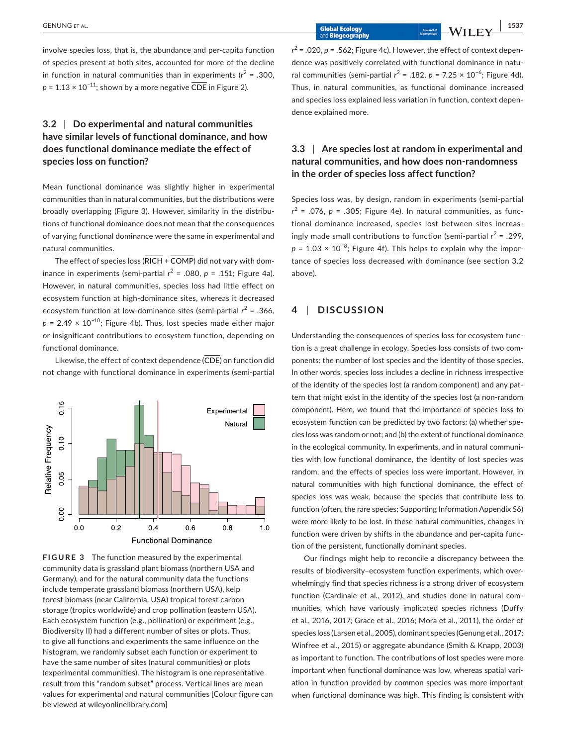involve species loss, that is, the abundance and per-capita function of species present at both sites, accounted for more of the decline in function in natural communities than in experiments ($r^2$ = .300, $p = 1.13 \times 10^{-11}$; shown by a more negative $\overline{\text{CDE}}$ in Figure 2).

### 3.2 | Do experimental and natural communities have similar levels of functional dominance, and how does functional dominance mediate the effect of species loss on function?

Mean functional dominance was slightly higher in experimental communities than in natural communities, but the distributions were broadly overlapping (Figure 3). However, similarity in the distributions of functional dominance does not mean that the consequences of varying functional dominance were the same in experimental and natural communities.

The effect of species loss ($\overline{\text{RICH}}$ + $\overline{\text{COMP}}$) did not vary with dominance in experiments (semi-partial $r^2$ = .080, $p$ = .151; Figure 4a). However, in natural communities, species loss had little effect on ecosystem function at high-dominance sites, whereas it decreased ecosystem function at low-dominance sites (semi-partial $r^2$ = .366, $p = 2.49 \times 10^{-10}$; Figure 4b). Thus, lost species made either major or insignificant contributions to ecosystem function, depending on functional dominance.

Likewise, the effect of context dependence ($\overline{\text{CDE}}$) on function did not change with functional dominance in experiments (semi-partial $r^2$ = .020, $p$ = .562; Figure 4c). However, the effect of context dependence was positively correlated with functional dominance in natural communities (semi-partial $r^2$ = .182, $p = 7.25 \times 10^{-6}$; Figure 4d). Thus, in natural communities, as functional dominance increased and species loss explained less variation in function, context dependence explained more.

**FIGURE 3** The function measured by the experimental community data is grassland plant biomass (northern USA and Germany), and for the natural community data the functions include temperate grassland biomass (northern USA), kelp forest biomass (near California, USA) tropical forest carbon storage (tropics worldwide) and crop pollination (eastern USA). Each ecosystem function (e.g., pollination) or experiment (e.g., Biodiversity II) had a different number of sites or plots. Thus, to give all functions and experiments the same influence on the histogram, we randomly subset each function or experiment to have the same number of sites (natural communities) or plots (experimental communities). The histogram is one representative result from this "random subset" process. Vertical lines are mean values for experimental and natural communities [Colour figure can be viewed at wileyonlinelibrary.com]

### 3.3 | Are species lost at random in experimental and natural communities, and how does non-randomness in the order of species loss affect function?

Species loss was, by design, random in experiments (semi-partial $r^2$ = .076, $p$ = .305; Figure 4e). In natural communities, as functional dominance increased, species lost between sites increasingly made small contributions to function (semi-partial $r^2$ = .299, $p = 1.03 \times 10^{-8}$; Figure 4f). This helps to explain why the importance of species loss decreased with dominance (see section 3.2 above).

## 4 | DISCUSSION

Understanding the consequences of species loss for ecosystem function is a great challenge in ecology. Species loss consists of two components: the number of lost species and the identity of those species. In other words, species loss includes a decline in richness irrespective of the identity of the species lost (a random component) and any pattern that might exist in the identity of the species lost (a non-random component). Here, we found that the importance of species loss to ecosystem function can be predicted by two factors: (a) whether species loss was random or not; and (b) the extent of functional dominance in the ecological community. In experiments, and in natural communities with low functional dominance, the identity of lost species was random, and the effects of species loss were important. However, in natural communities with high functional dominance, the effect of species loss was weak, because the species that contribute less to function (often, the rare species; Supporting Information Appendix S6) were more likely to be lost. In these natural communities, changes in function were driven by shifts in the abundance and per-capita function of the persistent, functionally dominant species.

Our findings might help to reconcile a discrepancy between the results of biodiversity–ecosystem function experiments, which overwhelmingly find that species richness is a strong driver of ecosystem function (Cardinale et al., 2012), and studies done in natural communities, which have variously implicated species richness (Duffy et al., 2016, 2017; Grace et al., 2016; Mora et al., 2011), the order of species loss (Larsen et al., 2005), dominant species (Genung et al., 2017; Winfree et al., 2015) or aggregate abundance (Smith & Knapp, 2003) as important to function. The contributions of lost species were more important when functional dominance was low, whereas spatial variation in function provided by common species was more important when functional dominance was high. This finding is consistent with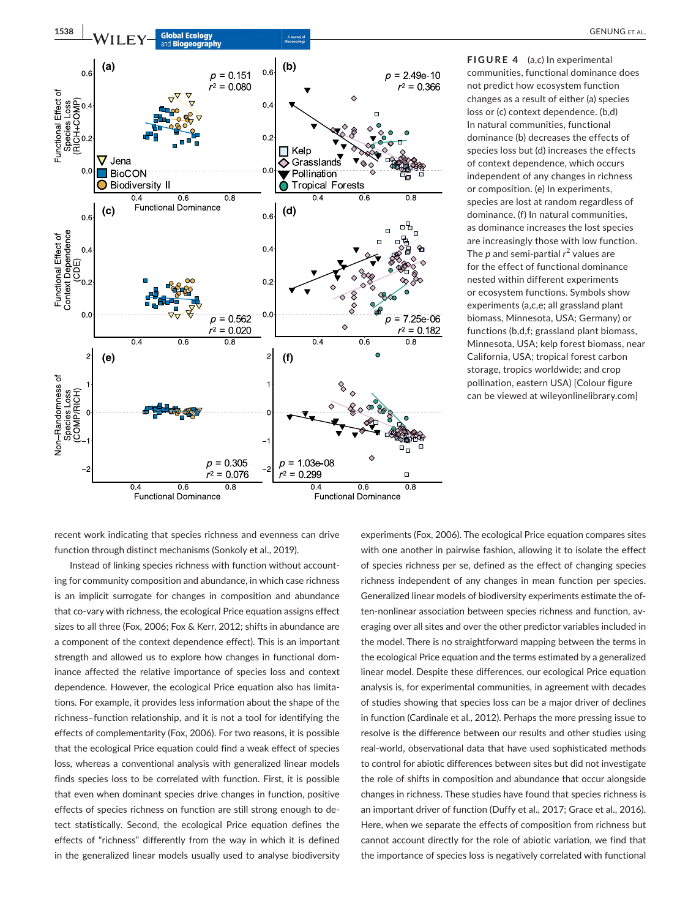**FIGURE 4** (a,c) In experimental communities, functional dominance does not predict how ecosystem function changes as a result of either (a) species loss or (c) context dependence. (b,d) In natural communities, functional dominance (b) decreases the effects of species loss but (d) increases the effects of context dependence, which occurs independent of any changes in richness or composition. (e) In experiments, species are lost at random regardless of dominance. (f) In natural communities, as dominance increases the lost species are increasingly those with low function. The $p$ and semi-partial $r^2$ values are for the effect of functional dominance nested within different experiments or ecosystem functions. Symbols show experiments (a,c,e; all grassland plant biomass, Minnesota, USA; Germany) or functions (b,d,f; grassland plant biomass, Minnesota, USA; kelp forest biomass, near California, USA; tropical forest carbon storage, tropics worldwide; and crop pollination, eastern USA) [Colour figure can be viewed at wileyonlinelibrary.com]

recent work indicating that species richness and evenness can drive function through distinct mechanisms (Sonkoly et al., 2019).

Instead of linking species richness with function without accounting for community composition and abundance, in which case richness is an implicit surrogate for changes in composition and abundance that co-vary with richness, the ecological Price equation assigns effect sizes to all three (Fox, 2006; Fox & Kerr, 2012; shifts in abundance are a component of the context dependence effect). This is an important strength and allowed us to explore how changes in functional dominance affected the relative importance of species loss and context dependence. However, the ecological Price equation also has limitations. For example, it provides less information about the shape of the richness–function relationship, and it is not a tool for identifying the effects of complementarity (Fox, 2006). For two reasons, it is possible that the ecological Price equation could find a weak effect of species loss, whereas a conventional analysis with generalized linear models finds species loss to be correlated with function. First, it is possible that even when dominant species drive changes in function, positive effects of species richness on function are still strong enough to detect statistically. Second, the ecological Price equation defines the effects of "richness" differently from the way in which it is defined in the generalized linear models usually used to analyse biodiversity experiments (Fox, 2006). The ecological Price equation compares sites with one another in pairwise fashion, allowing it to isolate the effect of species richness per se, defined as the effect of changing species richness independent of any changes in mean function per species. Generalized linear models of biodiversity experiments estimate the often-nonlinear association between species richness and function, averaging over all sites and over the other predictor variables included in the model. There is no straightforward mapping between the terms in the ecological Price equation and the terms estimated by a generalized linear model. Despite these differences, our ecological Price equation analysis is, for experimental communities, in agreement with decades of studies showing that species loss can be a major driver of declines in function (Cardinale et al., 2012). Perhaps the more pressing issue to resolve is the difference between our results and other studies using real-world, observational data that have used sophisticated methods to control for abiotic differences between sites but did not investigate the role of shifts in composition and abundance that occur alongside changes in richness. These studies have found that species richness is an important driver of function (Duffy et al., 2017; Grace et al., 2016). Here, when we separate the effects of composition from richness but cannot account directly for the role of abiotic variation, we find that the importance of species loss is negatively correlated with functional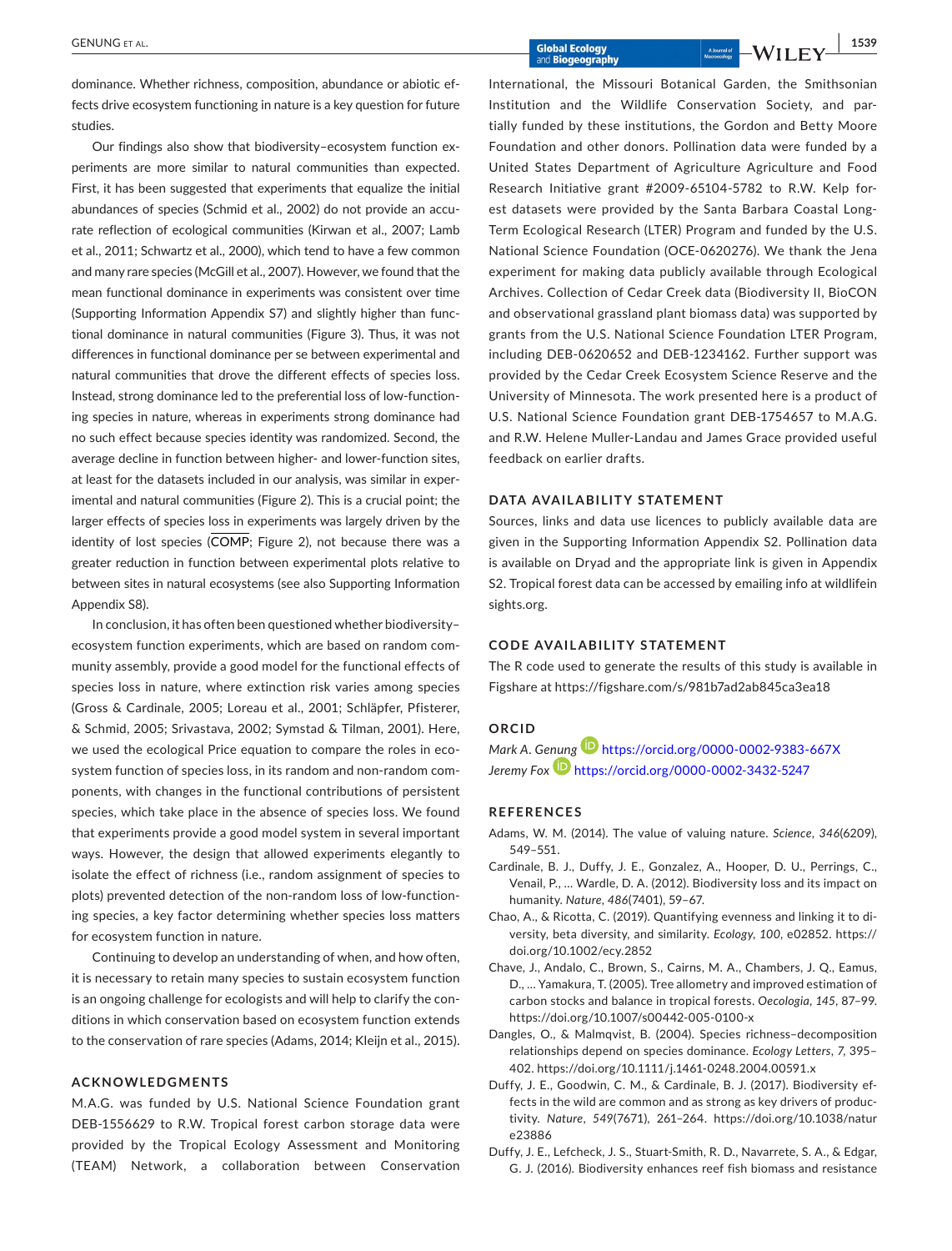dominance. Whether richness, composition, abundance or abiotic effects drive ecosystem functioning in nature is a key question for future studies.

Our findings also show that biodiversity–ecosystem function experiments are more similar to natural communities than expected. First, it has been suggested that experiments that equalize the initial abundances of species (Schmid et al., 2002) do not provide an accurate reflection of ecological communities (Kirwan et al., 2007; Lamb et al., 2011; Schwartz et al., 2000), which tend to have a few common and many rare species (McGill et al., 2007). However, we found that the mean functional dominance in experiments was consistent over time (Supporting Information Appendix S7) and slightly higher than functional dominance in natural communities (Figure 3). Thus, it was not differences in functional dominance per se between experimental and natural communities that drove the different effects of species loss. Instead, strong dominance led to the preferential loss of low-functioning species in nature, whereas in experiments strong dominance had no such effect because species identity was randomized. Second, the average decline in function between higher- and lower-function sites, at least for the datasets included in our analysis, was similar in experimental and natural communities (Figure 2). This is a crucial point; the larger effects of species loss in experiments was largely driven by the identity of lost species ($\overline{\text{COMP}}$; Figure 2), not because there was a greater reduction in function between experimental plots relative to between sites in natural ecosystems (see also Supporting Information Appendix S8).

In conclusion, it has often been questioned whether biodiversity–ecosystem function experiments, which are based on random community assembly, provide a good model for the functional effects of species loss in nature, where extinction risk varies among species (Gross & Cardinale, 2005; Loreau et al., 2001; Schläpfer, Pfisterer, & Schmid, 2005; Srivastava, 2002; Symstad & Tilman, 2001). Here, we used the ecological Price equation to compare the roles in ecosystem function of species loss, in its random and non-random components, with changes in the functional contributions of persistent species, which take place in the absence of species loss. We found that experiments provide a good model system in several important ways. However, the design that allowed experiments elegantly to isolate the effect of richness (i.e., random assignment of species to plots) prevented detection of the non-random loss of low-functioning species, a key factor determining whether species loss matters for ecosystem function in nature.

Continuing to develop an understanding of when, and how often, it is necessary to retain many species to sustain ecosystem function is an ongoing challenge for ecologists and will help to clarify the conditions in which conservation based on ecosystem function extends to the conservation of rare species (Adams, 2014; Kleijn et al., 2015).

## ACKNOWLEDGMENTS

M.A.G. was funded by U.S. National Science Foundation grant DEB-1556629 to R.W. Tropical forest carbon storage data were provided by the Tropical Ecology Assessment and Monitoring (TEAM) Network, a collaboration between Conservation International, the Missouri Botanical Garden, the Smithsonian Institution and the Wildlife Conservation Society, and partially funded by these institutions, the Gordon and Betty Moore Foundation and other donors. Pollination data were funded by a United States Department of Agriculture Agriculture and Food Research Initiative grant #2009-65104-5782 to R.W. Kelp forest datasets were provided by the Santa Barbara Coastal Long-Term Ecological Research (LTER) Program and funded by the U.S. National Science Foundation (OCE-0620276). We thank the Jena experiment for making data publicly available through Ecological Archives. Collection of Cedar Creek data (Biodiversity II, BioCON and observational grassland plant biomass data) was supported by grants from the U.S. National Science Foundation LTER Program, including DEB-0620652 and DEB-1234162. Further support was provided by the Cedar Creek Ecosystem Science Reserve and the University of Minnesota. The work presented here is a product of U.S. National Science Foundation grant DEB-1754657 to M.A.G. and R.W. Helene Muller-Landau and James Grace provided useful feedback on earlier drafts.

## DATA AVAILABILITY STATEMENT

Sources, links and data use licences to publicly available data are given in the Supporting Information Appendix S2. Pollination data is available on Dryad and the appropriate link is given in Appendix S2. Tropical forest data can be accessed by emailing info at wildlifeinsights.org.

## CODE AVAILABILITY STATEMENT

The R code used to generate the results of this study is available in Figshare at https://figshare.com/s/981b7ad2ab845ca3ea18

## ORCID

*Mark A. Genung* https://orcid.org/0000-0002-9383-667X
*Jeremy Fox* https://orcid.org/0000-0002-3432-5247

## REFERENCES

Adams, W. M. (2014). The value of valuing nature. *Science*, *346*(6209), 549–551.

Cardinale, B. J., Duffy, J. E., Gonzalez, A., Hooper, D. U., Perrings, C., Venail, P., … Wardle, D. A. (2012). Biodiversity loss and its impact on humanity. *Nature*, *486*(7401), 59–67.

Chao, A., & Ricotta, C. (2019). Quantifying evenness and linking it to diversity, beta diversity, and similarity. *Ecology*, *100*, e02852. https://doi.org/10.1002/ecy.2852

Chave, J., Andalo, C., Brown, S., Cairns, M. A., Chambers, J. Q., Eamus, D., … Yamakura, T. (2005). Tree allometry and improved estimation of carbon stocks and balance in tropical forests. *Oecologia*, *145*, 87–99. https://doi.org/10.1007/s00442-005-0100-x

Dangles, O., & Malmqvist, B. (2004). Species richness–decomposition relationships depend on species dominance. *Ecology Letters*, *7*, 395–402. https://doi.org/10.1111/j.1461-0248.2004.00591.x

Duffy, J. E., Godwin, C. M., & Cardinale, B. J. (2017). Biodiversity effects in the wild are common and as strong as key drivers of productivity. *Nature*, *549*(7671), 261–264. https://doi.org/10.1038/nature23886

Duffy, J. E., Lefcheck, J. S., Stuart-Smith, R. D., Navarrete, S. A., & Edgar, G. J. (2016). Biodiversity enhances reef fish biomass and resistance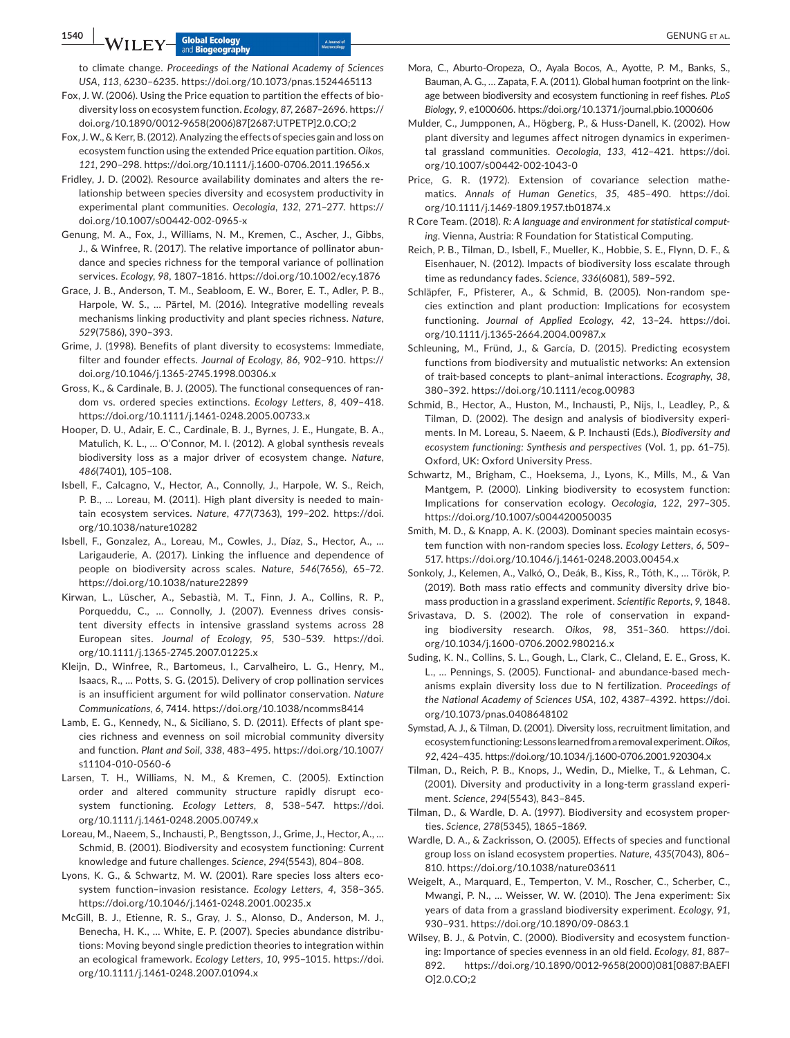to climate change. *Proceedings of the National Academy of Sciences USA*, *113*, 6230–6235. https://doi.org/10.1073/pnas.1524465113

Fox, J. W. (2006). Using the Price equation to partition the effects of biodiversity loss on ecosystem function. *Ecology*, *87*, 2687–2696. https://doi.org/10.1890/0012-9658(2006)87[2687:UTPETP]2.0.CO;2

Fox, J. W., & Kerr, B. (2012). Analyzing the effects of species gain and loss on ecosystem function using the extended Price equation partition. *Oikos*, *121*, 290–298. https://doi.org/10.1111/j.1600-0706.2011.19656.x

Fridley, J. D. (2002). Resource availability dominates and alters the relationship between species diversity and ecosystem productivity in experimental plant communities. *Oecologia*, *132*, 271–277. https://doi.org/10.1007/s00442-002-0965-x

Genung, M. A., Fox, J., Williams, N. M., Kremen, C., Ascher, J., Gibbs, J., & Winfree, R. (2017). The relative importance of pollinator abundance and species richness for the temporal variance of pollination services. *Ecology*, *98*, 1807–1816. https://doi.org/10.1002/ecy.1876

Grace, J. B., Anderson, T. M., Seabloom, E. W., Borer, E. T., Adler, P. B., Harpole, W. S., … Pärtel, M. (2016). Integrative modelling reveals mechanisms linking productivity and plant species richness. *Nature*, *529*(7586), 390–393.

Grime, J. (1998). Benefits of plant diversity to ecosystems: Immediate, filter and founder effects. *Journal of Ecology*, *86*, 902–910. https://doi.org/10.1046/j.1365-2745.1998.00306.x

Gross, K., & Cardinale, B. J. (2005). The functional consequences of random vs. ordered species extinctions. *Ecology Letters*, *8*, 409–418. https://doi.org/10.1111/j.1461-0248.2005.00733.x

Hooper, D. U., Adair, E. C., Cardinale, B. J., Byrnes, J. E., Hungate, B. A., Matulich, K. L., … O'Connor, M. I. (2012). A global synthesis reveals biodiversity loss as a major driver of ecosystem change. *Nature*, *486*(7401), 105–108.

Isbell, F., Calcagno, V., Hector, A., Connolly, J., Harpole, W. S., Reich, P. B., … Loreau, M. (2011). High plant diversity is needed to maintain ecosystem services. *Nature*, *477*(7363), 199–202. https://doi.org/10.1038/nature10282

Isbell, F., Gonzalez, A., Loreau, M., Cowles, J., Díaz, S., Hector, A., … Larigauderie, A. (2017). Linking the influence and dependence of people on biodiversity across scales. *Nature*, *546*(7656), 65–72. https://doi.org/10.1038/nature22899

Kirwan, L., Lüscher, A., Sebastià, M. T., Finn, J. A., Collins, R. P., Porqueddu, C., … Connolly, J. (2007). Evenness drives consistent diversity effects in intensive grassland systems across 28 European sites. *Journal of Ecology*, *95*, 530–539. https://doi.org/10.1111/j.1365-2745.2007.01225.x

Kleijn, D., Winfree, R., Bartomeus, I., Carvalheiro, L. G., Henry, M., Isaacs, R., … Potts, S. G. (2015). Delivery of crop pollination services is an insufficient argument for wild pollinator conservation. *Nature Communications*, *6*, 7414. https://doi.org/10.1038/ncomms8414

Lamb, E. G., Kennedy, N., & Siciliano, S. D. (2011). Effects of plant species richness and evenness on soil microbial community diversity and function. *Plant and Soil*, *338*, 483–495. https://doi.org/10.1007/s11104-010-0560-6

Larsen, T. H., Williams, N. M., & Kremen, C. (2005). Extinction order and altered community structure rapidly disrupt ecosystem functioning. *Ecology Letters*, *8*, 538–547. https://doi.org/10.1111/j.1461-0248.2005.00749.x

Loreau, M., Naeem, S., Inchausti, P., Bengtsson, J., Grime, J., Hector, A., … Schmid, B. (2001). Biodiversity and ecosystem functioning: Current knowledge and future challenges. *Science*, *294*(5543), 804–808.

Lyons, K. G., & Schwartz, M. W. (2001). Rare species loss alters ecosystem function–invasion resistance. *Ecology Letters*, *4*, 358–365. https://doi.org/10.1046/j.1461-0248.2001.00235.x

McGill, B. J., Etienne, R. S., Gray, J. S., Alonso, D., Anderson, M. J., Benecha, H. K., … White, E. P. (2007). Species abundance distributions: Moving beyond single prediction theories to integration within an ecological framework. *Ecology Letters*, *10*, 995–1015. https://doi.org/10.1111/j.1461-0248.2007.01094.x

Mora, C., Aburto-Oropeza, O., Ayala Bocos, A., Ayotte, P. M., Banks, S., Bauman, A. G., … Zapata, F. A. (2011). Global human footprint on the linkage between biodiversity and ecosystem functioning in reef fishes. *PLoS Biology*, *9*, e1000606. https://doi.org/10.1371/journal.pbio.1000606

Mulder, C., Jumpponen, A., Högberg, P., & Huss-Danell, K. (2002). How plant diversity and legumes affect nitrogen dynamics in experimental grassland communities. *Oecologia*, *133*, 412–421. https://doi.org/10.1007/s00442-002-1043-0

Price, G. R. (1972). Extension of covariance selection mathematics. *Annals of Human Genetics*, *35*, 485–490. https://doi.org/10.1111/j.1469-1809.1957.tb01874.x

R Core Team. (2018). *R: A language and environment for statistical computing*. Vienna, Austria: R Foundation for Statistical Computing.

Reich, P. B., Tilman, D., Isbell, F., Mueller, K., Hobbie, S. E., Flynn, D. F., & Eisenhauer, N. (2012). Impacts of biodiversity loss escalate through time as redundancy fades. *Science*, *336*(6081), 589–592.

Schläpfer, F., Pfisterer, A., & Schmid, B. (2005). Non-random species extinction and plant production: Implications for ecosystem functioning. *Journal of Applied Ecology*, *42*, 13–24. https://doi.org/10.1111/j.1365-2664.2004.00987.x

Schleuning, M., Fründ, J., & García, D. (2015). Predicting ecosystem functions from biodiversity and mutualistic networks: An extension of trait-based concepts to plant–animal interactions. *Ecography*, *38*, 380–392. https://doi.org/10.1111/ecog.00983

Schmid, B., Hector, A., Huston, M., Inchausti, P., Nijs, I., Leadley, P., & Tilman, D. (2002). The design and analysis of biodiversity experiments. In M. Loreau, S. Naeem, & P. Inchausti (Eds.), *Biodiversity and ecosystem functioning: Synthesis and perspectives* (Vol. 1, pp. 61–75). Oxford, UK: Oxford University Press.

Schwartz, M., Brigham, C., Hoeksema, J., Lyons, K., Mills, M., & Van Mantgem, P. (2000). Linking biodiversity to ecosystem function: Implications for conservation ecology. *Oecologia*, *122*, 297–305. https://doi.org/10.1007/s004420050035

Smith, M. D., & Knapp, A. K. (2003). Dominant species maintain ecosystem function with non-random species loss. *Ecology Letters*, *6*, 509–517. https://doi.org/10.1046/j.1461-0248.2003.00454.x

Sonkoly, J., Kelemen, A., Valkó, O., Deák, B., Kiss, R., Tóth, K., … Török, P. (2019). Both mass ratio effects and community diversity drive biomass production in a grassland experiment. *Scientific Reports*, *9*, 1848.

Srivastava, D. S. (2002). The role of conservation in expanding biodiversity research. *Oikos*, *98*, 351–360. https://doi.org/10.1034/j.1600-0706.2002.980216.x

Suding, K. N., Collins, S. L., Gough, L., Clark, C., Cleland, E. E., Gross, K. L., … Pennings, S. (2005). Functional- and abundance-based mechanisms explain diversity loss due to N fertilization. *Proceedings of the National Academy of Sciences USA*, *102*, 4387–4392. https://doi.org/10.1073/pnas.0408648102

Symstad, A. J., & Tilman, D. (2001). Diversity loss, recruitment limitation, and ecosystem functioning: Lessons learned from a removal experiment. *Oikos*, *92*, 424–435. https://doi.org/10.1034/j.1600-0706.2001.920304.x

Tilman, D., Reich, P. B., Knops, J., Wedin, D., Mielke, T., & Lehman, C. (2001). Diversity and productivity in a long-term grassland experiment. *Science*, *294*(5543), 843–845.

Tilman, D., & Wardle, D. A. (1997). Biodiversity and ecosystem properties. *Science*, *278*(5345), 1865–1869.

Wardle, D. A., & Zackrisson, O. (2005). Effects of species and functional group loss on island ecosystem properties. *Nature*, *435*(7043), 806–810. https://doi.org/10.1038/nature03611

Weigelt, A., Marquard, E., Temperton, V. M., Roscher, C., Scherber, C., Mwangi, P. N., … Weisser, W. W. (2010). The Jena experiment: Six years of data from a grassland biodiversity experiment. *Ecology*, *91*, 930–931. https://doi.org/10.1890/09-0863.1

Wilsey, B. J., & Potvin, C. (2000). Biodiversity and ecosystem functioning: Importance of species evenness in an old field. *Ecology*, *81*, 887–892. https://doi.org/10.1890/0012-9658(2000)081[0887:BAEFIO]2.0.CO;2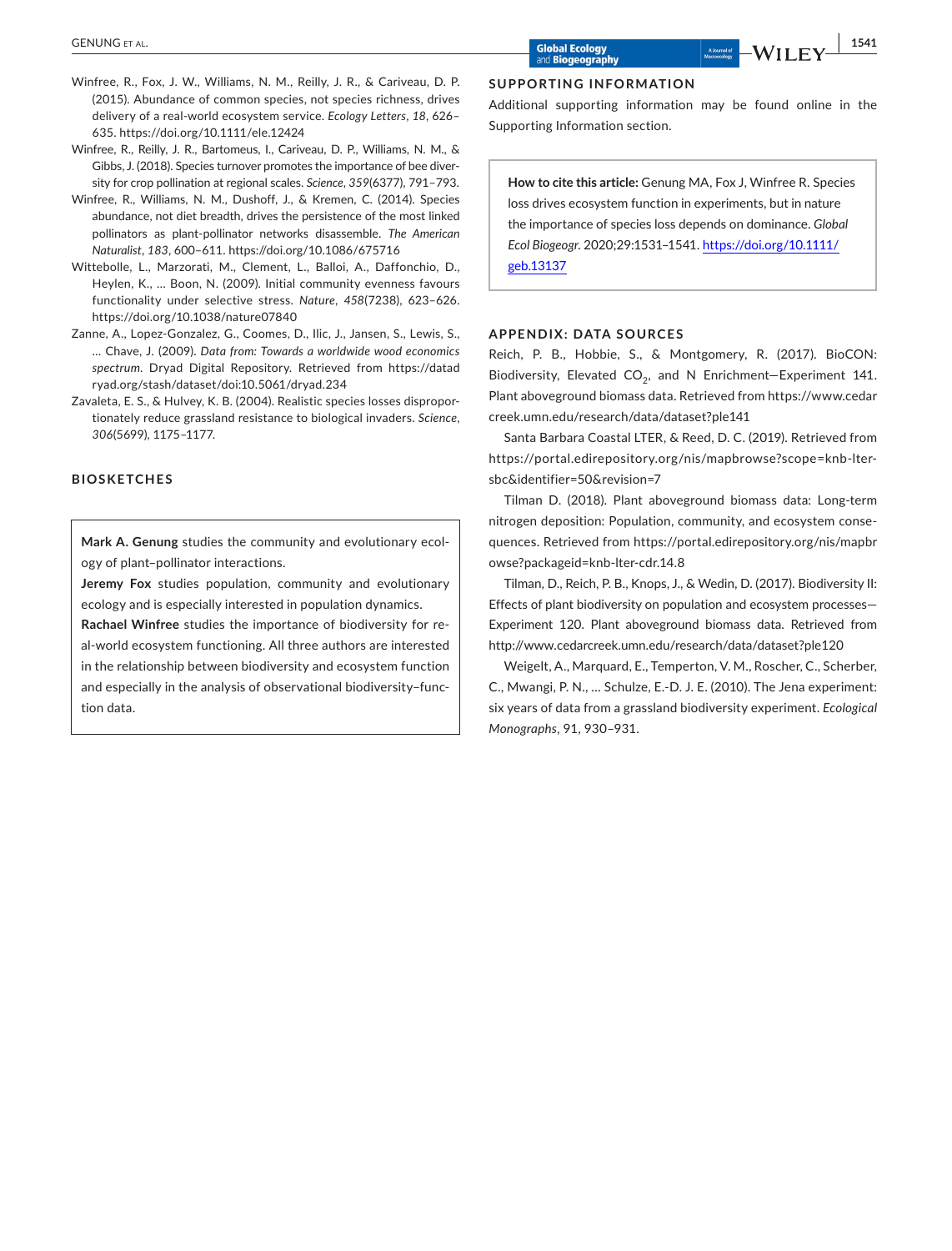Winfree, R., Fox, J. W., Williams, N. M., Reilly, J. R., & Cariveau, D. P. (2015). Abundance of common species, not species richness, drives delivery of a real-world ecosystem service. *Ecology Letters*, *18*, 626–635. https://doi.org/10.1111/ele.12424

Winfree, R., Reilly, J. R., Bartomeus, I., Cariveau, D. P., Williams, N. M., & Gibbs, J. (2018). Species turnover promotes the importance of bee diversity for crop pollination at regional scales. *Science*, *359*(6377), 791–793.

Winfree, R., Williams, N. M., Dushoff, J., & Kremen, C. (2014). Species abundance, not diet breadth, drives the persistence of the most linked pollinators as plant-pollinator networks disassemble. *The American Naturalist*, *183*, 600–611. https://doi.org/10.1086/675716

Wittebolle, L., Marzorati, M., Clement, L., Balloi, A., Daffonchio, D., Heylen, K., … Boon, N. (2009). Initial community evenness favours functionality under selective stress. *Nature*, *458*(7238), 623–626. https://doi.org/10.1038/nature07840

Zanne, A., Lopez-Gonzalez, G., Coomes, D., Ilic, J., Jansen, S., Lewis, S., … Chave, J. (2009). *Data from: Towards a worldwide wood economics spectrum*. Dryad Digital Repository. Retrieved from https://datadryad.org/stash/dataset/doi:10.5061/dryad.234

Zavaleta, E. S., & Hulvey, K. B. (2004). Realistic species losses disproportionately reduce grassland resistance to biological invaders. *Science*, *306*(5699), 1175–1177.

## BIOSKETCHES

**Mark A. Genung** studies the community and evolutionary ecology of plant–pollinator interactions.

**Jeremy Fox** studies population, community and evolutionary ecology and is especially interested in population dynamics.

**Rachael Winfree** studies the importance of biodiversity for real-world ecosystem functioning. All three authors are interested in the relationship between biodiversity and ecosystem function and especially in the analysis of observational biodiversity–function data.

## SUPPORTING INFORMATION

Additional supporting information may be found online in the Supporting Information section.

**How to cite this article:** Genung MA, Fox J, Winfree R. Species loss drives ecosystem function in experiments, but in nature the importance of species loss depends on dominance. *Global Ecol Biogeogr*. 2020;29:1531–1541. https://doi.org/10.1111/geb.13137

## APPENDIX: DATA SOURCES

Reich, P. B., Hobbie, S., & Montgomery, R. (2017). BioCON: Biodiversity, Elevated $CO_2$, and N Enrichment—Experiment 141. Plant aboveground biomass data. Retrieved from https://www.cedarcreek.umn.edu/research/data/dataset?ple141

Santa Barbara Coastal LTER, & Reed, D. C. (2019). Retrieved from https://portal.edirepository.org/nis/mapbrowse?scope=knb-lter-sbc&identifier=50&revision=7

Tilman D. (2018). Plant aboveground biomass data: Long-term nitrogen deposition: Population, community, and ecosystem consequences. Retrieved from https://portal.edirepository.org/nis/mapbrowse?packageid=knb-lter-cdr.14.8

Tilman, D., Reich, P. B., Knops, J., & Wedin, D. (2017). Biodiversity II: Effects of plant biodiversity on population and ecosystem processes—Experiment 120. Plant aboveground biomass data. Retrieved from http://www.cedarcreek.umn.edu/research/data/dataset?ple120

Weigelt, A., Marquard, E., Temperton, V. M., Roscher, C., Scherber, C., Mwangi, P. N., … Schulze, E.-D. J. E. (2010). The Jena experiment: six years of data from a grassland biodiversity experiment. *Ecological Monographs*, 91, 930–931.